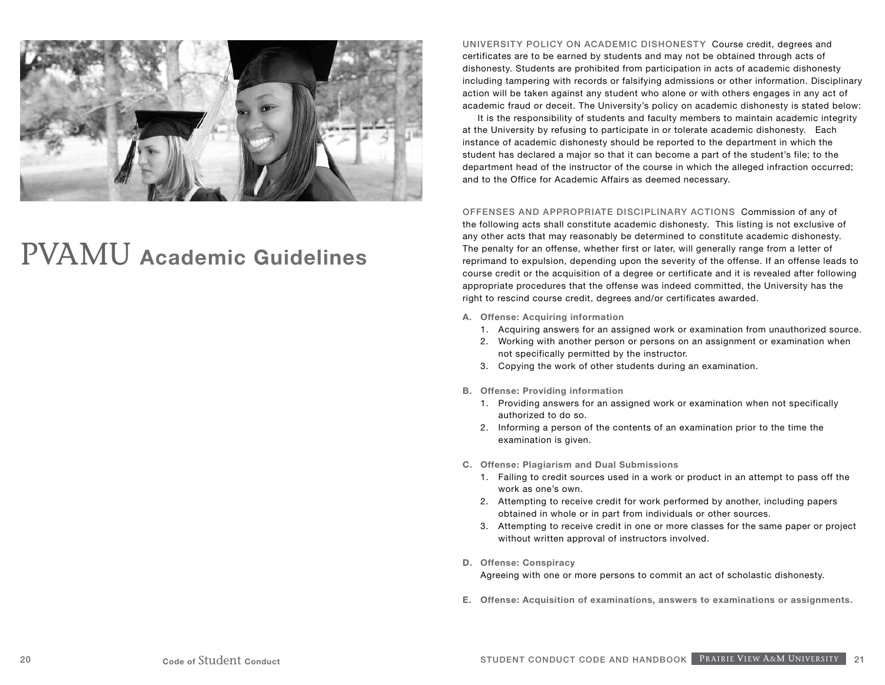# PVAMU Academic Guidelines

**UNIVERSITY POLICY ON ACADEMIC DISHONESTY** Course credit, degrees and certificates are to be earned by students and may not be obtained through acts of dishonesty. Students are prohibited from participation in acts of academic dishonesty including tampering with records or falsifying admissions or other information. Disciplinary action will be taken against any student who alone or with others engages in any act of academic fraud or deceit. The University's policy on academic dishonesty is stated below:

It is the responsibility of students and faculty members to maintain academic integrity at the University by refusing to participate in or tolerate academic dishonesty. Each instance of academic dishonesty should be reported to the department in which the student has declared a major so that it can become a part of the student's file; to the department head of the instructor of the course in which the alleged infraction occurred; and to the Office for Academic Affairs as deemed necessary.

**OFFENSES AND APPROPRIATE DISCIPLINARY ACTIONS** Commission of any of the following acts shall constitute academic dishonesty. This listing is not exclusive of any other acts that may reasonably be determined to constitute academic dishonesty. The penalty for an offense, whether first or later, will generally range from a letter of reprimand to expulsion, depending upon the severity of the offense. If an offense leads to course credit or the acquisition of a degree or certificate and it is revealed after following appropriate procedures that the offense was indeed committed, the University has the right to rescind course credit, degrees and/or certificates awarded.

**A. Offense: Acquiring information**

1. Acquiring answers for an assigned work or examination from unauthorized source.
2. Working with another person or persons on an assignment or examination when not specifically permitted by the instructor.
3. Copying the work of other students during an examination.

**B. Offense: Providing information**

1. Providing answers for an assigned work or examination when not specifically authorized to do so.
2. Informing a person of the contents of an examination prior to the time the examination is given.

**C. Offense: Plagiarism and Dual Submissions**

1. Failing to credit sources used in a work or product in an attempt to pass off the work as one's own.
2. Attempting to receive credit for work performed by another, including papers obtained in whole or in part from individuals or other sources.
3. Attempting to receive credit in one or more classes for the same paper or project without written approval of instructors involved.

**D. Offense: Conspiracy**

Agreeing with one or more persons to commit an act of scholastic dishonesty.

**E. Offense: Acquisition of examinations, answers to examinations or assignments.**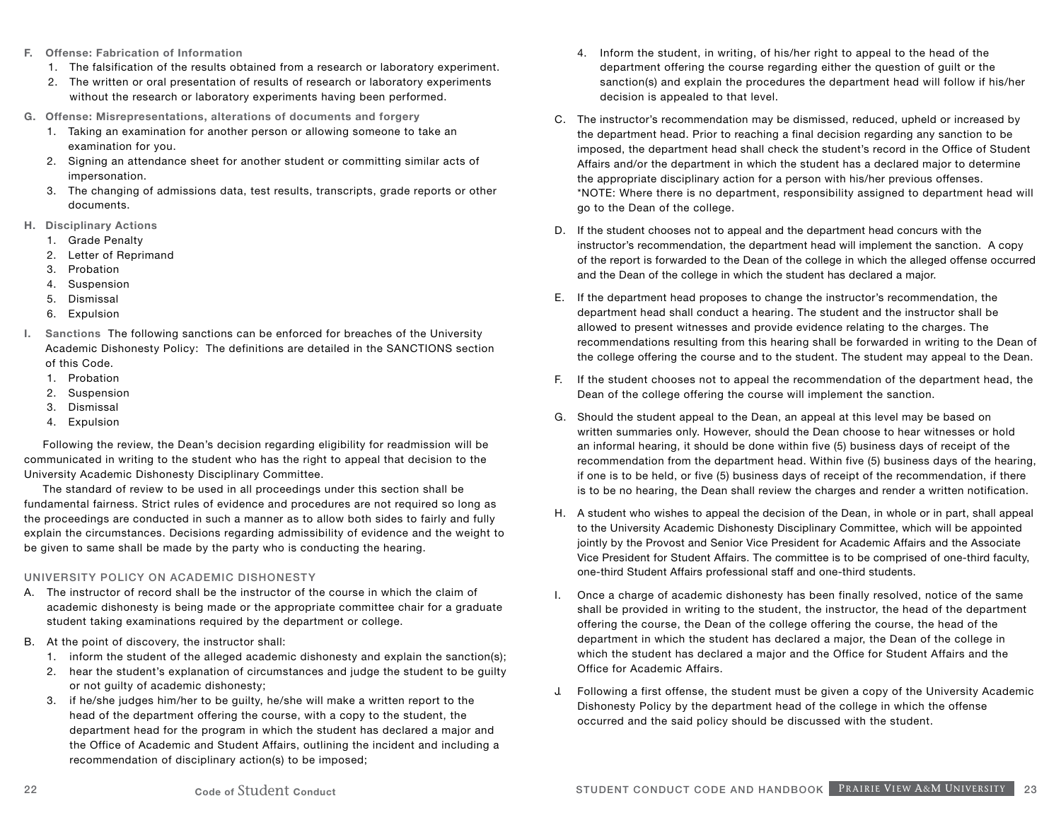**F. Offense: Fabrication of Information**

1. The falsification of the results obtained from a research or laboratory experiment.
2. The written or oral presentation of results of research or laboratory experiments without the research or laboratory experiments having been performed.

**G. Offense: Misrepresentations, alterations of documents and forgery**

1. Taking an examination for another person or allowing someone to take an examination for you.
2. Signing an attendance sheet for another student or committing similar acts of impersonation.
3. The changing of admissions data, test results, transcripts, grade reports or other documents.

**H. Disciplinary Actions**

1. Grade Penalty
2. Letter of Reprimand
3. Probation
4. Suspension
5. Dismissal
6. Expulsion

**I. Sanctions** The following sanctions can be enforced for breaches of the University Academic Dishonesty Policy: The definitions are detailed in the SANCTIONS section of this Code.

1. Probation
2. Suspension
3. Dismissal
4. Expulsion

Following the review, the Dean's decision regarding eligibility for readmission will be communicated in writing to the student who has the right to appeal that decision to the University Academic Dishonesty Disciplinary Committee.

The standard of review to be used in all proceedings under this section shall be fundamental fairness. Strict rules of evidence and procedures are not required so long as the proceedings are conducted in such a manner as to allow both sides to fairly and fully explain the circumstances. Decisions regarding admissibility of evidence and the weight to be given to same shall be made by the party who is conducting the hearing.

## UNIVERSITY POLICY ON ACADEMIC DISHONESTY

A. The instructor of record shall be the instructor of the course in which the claim of academic dishonesty is being made or the appropriate committee chair for a graduate student taking examinations required by the department or college.

B. At the point of discovery, the instructor shall:

1. inform the student of the alleged academic dishonesty and explain the sanction(s);
2. hear the student's explanation of circumstances and judge the student to be guilty or not guilty of academic dishonesty;
3. if he/she judges him/her to be guilty, he/she will make a written report to the head of the department offering the course, with a copy to the student, the department head for the program in which the student has declared a major and the Office of Academic and Student Affairs, outlining the incident and including a recommendation of disciplinary action(s) to be imposed;
4. Inform the student, in writing, of his/her right to appeal to the head of the department offering the course regarding either the question of guilt or the sanction(s) and explain the procedures the department head will follow if his/her decision is appealed to that level.

C. The instructor's recommendation may be dismissed, reduced, upheld or increased by the department head. Prior to reaching a final decision regarding any sanction to be imposed, the department head shall check the student's record in the Office of Student Affairs and/or the department in which the student has a declared major to determine the appropriate disciplinary action for a person with his/her previous offenses.
*NOTE: Where there is no department, responsibility assigned to department head will go to the Dean of the college.

D. If the student chooses not to appeal and the department head concurs with the instructor's recommendation, the department head will implement the sanction. A copy of the report is forwarded to the Dean of the college in which the alleged offense occurred and the Dean of the college in which the student has declared a major.

E. If the department head proposes to change the instructor's recommendation, the department head shall conduct a hearing. The student and the instructor shall be allowed to present witnesses and provide evidence relating to the charges. The recommendations resulting from this hearing shall be forwarded in writing to the Dean of the college offering the course and to the student. The student may appeal to the Dean.

F. If the student chooses not to appeal the recommendation of the department head, the Dean of the college offering the course will implement the sanction.

G. Should the student appeal to the Dean, an appeal at this level may be based on written summaries only. However, should the Dean choose to hear witnesses or hold an informal hearing, it should be done within five (5) business days of receipt of the recommendation from the department head. Within five (5) business days of the hearing, if one is to be held, or five (5) business days of receipt of the recommendation, if there is to be no hearing, the Dean shall review the charges and render a written notification.

H. A student who wishes to appeal the decision of the Dean, in whole or in part, shall appeal to the University Academic Dishonesty Disciplinary Committee, which will be appointed jointly by the Provost and Senior Vice President for Academic Affairs and the Associate Vice President for Student Affairs. The committee is to be comprised of one-third faculty, one-third Student Affairs professional staff and one-third students.

I. Once a charge of academic dishonesty has been finally resolved, notice of the same shall be provided in writing to the student, the instructor, the head of the department offering the course, the Dean of the college offering the course, the head of the department in which the student has declared a major, the Dean of the college in which the student has declared a major and the Office for Student Affairs and the Office for Academic Affairs.

J. Following a first offense, the student must be given a copy of the University Academic Dishonesty Policy by the department head of the college in which the offense occurred and the said policy should be discussed with the student.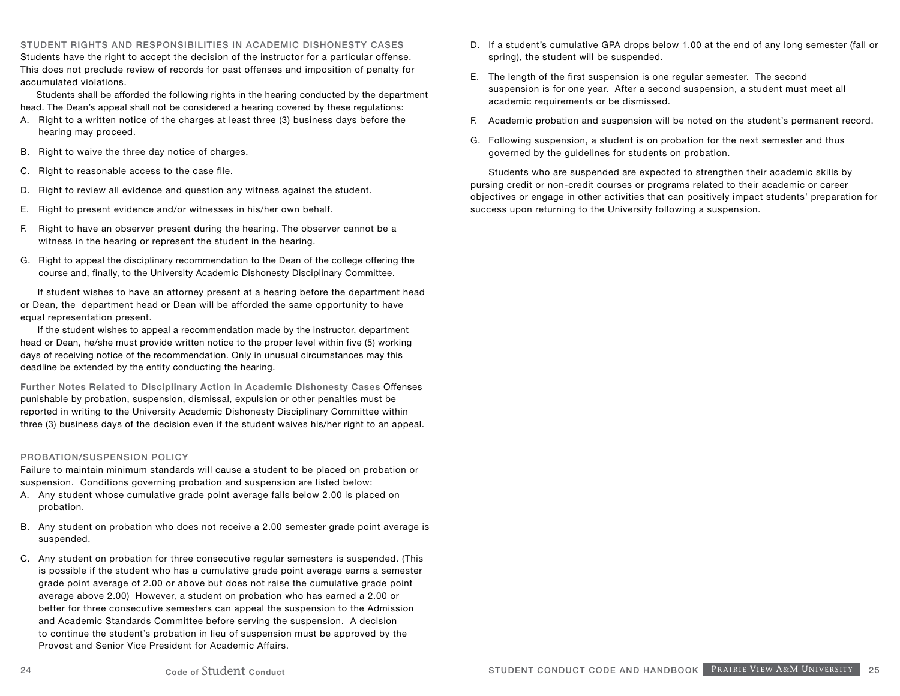### STUDENT RIGHTS AND RESPONSIBILITIES IN ACADEMIC DISHONESTY CASES

Students have the right to accept the decision of the instructor for a particular offense. This does not preclude review of records for past offenses and imposition of penalty for accumulated violations.

Students shall be afforded the following rights in the hearing conducted by the department head. The Dean's appeal shall not be considered a hearing covered by these regulations:

A. Right to a written notice of the charges at least three (3) business days before the hearing may proceed.

B. Right to waive the three day notice of charges.

C. Right to reasonable access to the case file.

D. Right to review all evidence and question any witness against the student.

E. Right to present evidence and/or witnesses in his/her own behalf.

F. Right to have an observer present during the hearing. The observer cannot be a witness in the hearing or represent the student in the hearing.

G. Right to appeal the disciplinary recommendation to the Dean of the college offering the course and, finally, to the University Academic Dishonesty Disciplinary Committee.

If student wishes to have an attorney present at a hearing before the department head or Dean, the department head or Dean will be afforded the same opportunity to have equal representation present.

If the student wishes to appeal a recommendation made by the instructor, department head or Dean, he/she must provide written notice to the proper level within five (5) working days of receiving notice of the recommendation. Only in unusual circumstances may this deadline be extended by the entity conducting the hearing.

**Further Notes Related to Disciplinary Action in Academic Dishonesty Cases** Offenses punishable by probation, suspension, dismissal, expulsion or other penalties must be reported in writing to the University Academic Dishonesty Disciplinary Committee within three (3) business days of the decision even if the student waives his/her right to an appeal.

### PROBATION/SUSPENSION POLICY

Failure to maintain minimum standards will cause a student to be placed on probation or suspension. Conditions governing probation and suspension are listed below:

A. Any student whose cumulative grade point average falls below 2.00 is placed on probation.

B. Any student on probation who does not receive a 2.00 semester grade point average is suspended.

C. Any student on probation for three consecutive regular semesters is suspended. (This is possible if the student who has a cumulative grade point average earns a semester grade point average of 2.00 or above but does not raise the cumulative grade point average above 2.00) However, a student on probation who has earned a 2.00 or better for three consecutive semesters can appeal the suspension to the Admission and Academic Standards Committee before serving the suspension. A decision to continue the student's probation in lieu of suspension must be approved by the Provost and Senior Vice President for Academic Affairs.

D. If a student's cumulative GPA drops below 1.00 at the end of any long semester (fall or spring), the student will be suspended.

E. The length of the first suspension is one regular semester. The second suspension is for one year. After a second suspension, a student must meet all academic requirements or be dismissed.

F. Academic probation and suspension will be noted on the student's permanent record.

G. Following suspension, a student is on probation for the next semester and thus governed by the guidelines for students on probation.

Students who are suspended are expected to strengthen their academic skills by pursing credit or non-credit courses or programs related to their academic or career objectives or engage in other activities that can positively impact students' preparation for success upon returning to the University following a suspension.